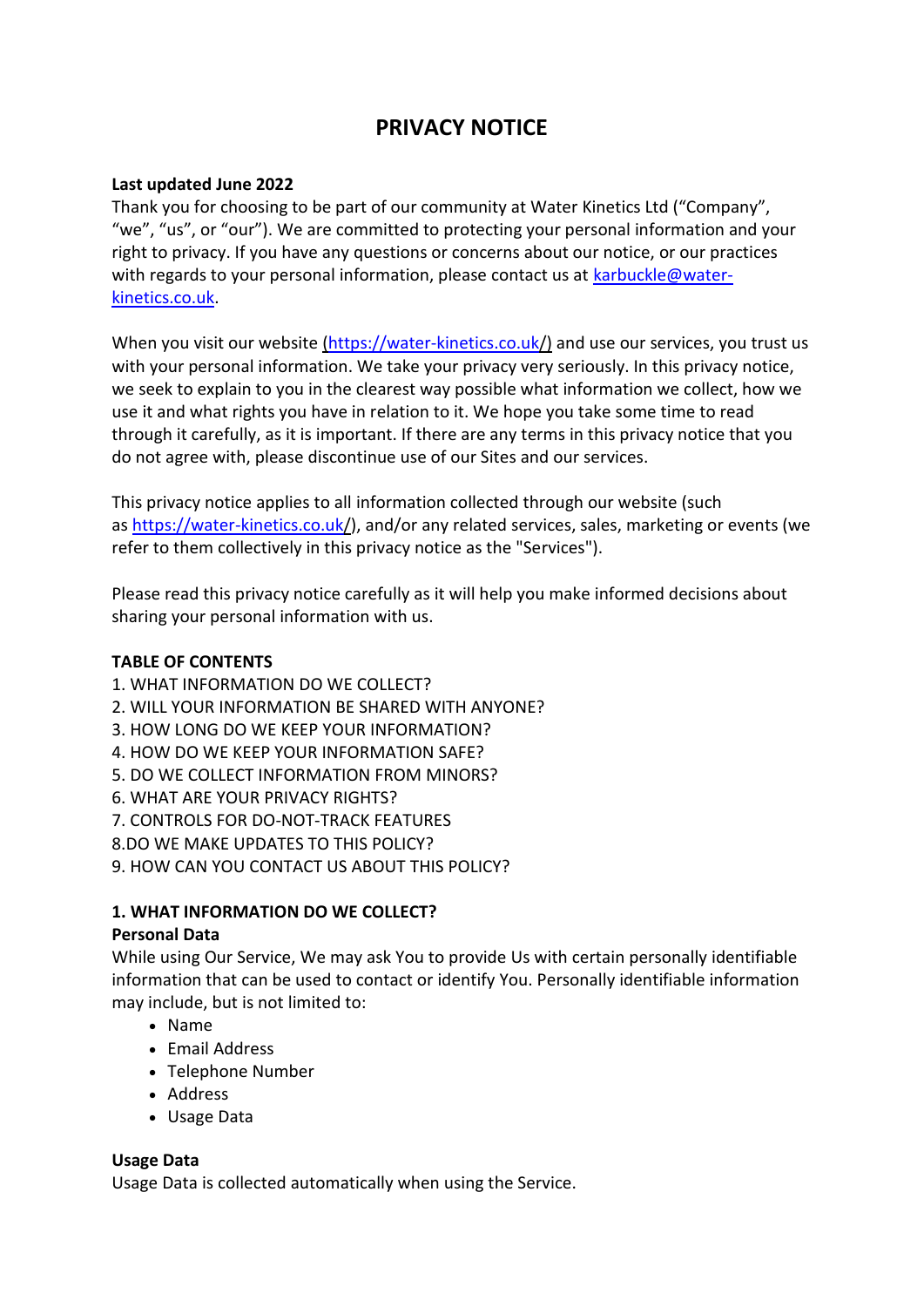# PRIVACY NOTICE

**Last updated June 2022**

Thank you for choosing to be part of our community at Water Kinetics Ltd ("Company", "we", "us", or "our"). We are committed to protecting your personal information and your right to privacy. If you have any questions or concerns about our notice, or our practices with regards to your personal information, please contact us at karbuckle@water-kinetics.co.uk.

When you visit our website (https://water-kinetics.co.uk/) and use our services, you trust us with your personal information. We take your privacy very seriously. In this privacy notice, we seek to explain to you in the clearest way possible what information we collect, how we use it and what rights you have in relation to it. We hope you take some time to read through it carefully, as it is important. If there are any terms in this privacy notice that you do not agree with, please discontinue use of our Sites and our services.

This privacy notice applies to all information collected through our website (such as https://water-kinetics.co.uk/), and/or any related services, sales, marketing or events (we refer to them collectively in this privacy notice as the "Services").

Please read this privacy notice carefully as it will help you make informed decisions about sharing your personal information with us.

**TABLE OF CONTENTS**

1. WHAT INFORMATION DO WE COLLECT?
2. WILL YOUR INFORMATION BE SHARED WITH ANYONE?
3. HOW LONG DO WE KEEP YOUR INFORMATION?
4. HOW DO WE KEEP YOUR INFORMATION SAFE?
5. DO WE COLLECT INFORMATION FROM MINORS?
6. WHAT ARE YOUR PRIVACY RIGHTS?
7. CONTROLS FOR DO-NOT-TRACK FEATURES
8. DO WE MAKE UPDATES TO THIS POLICY?
9. HOW CAN YOU CONTACT US ABOUT THIS POLICY?

## 1. WHAT INFORMATION DO WE COLLECT?

### Personal Data

While using Our Service, We may ask You to provide Us with certain personally identifiable information that can be used to contact or identify You. Personally identifiable information may include, but is not limited to:

- Name
- Email Address
- Telephone Number
- Address
- Usage Data

### Usage Data

Usage Data is collected automatically when using the Service.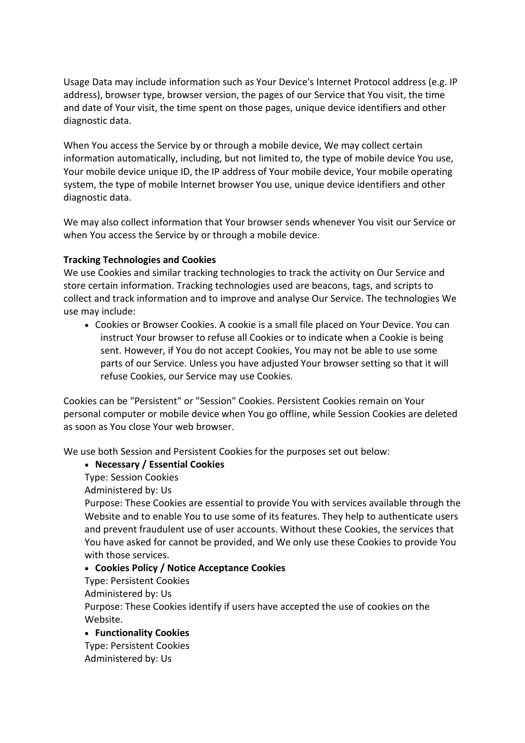Usage Data may include information such as Your Device's Internet Protocol address (e.g. IP address), browser type, browser version, the pages of our Service that You visit, the time and date of Your visit, the time spent on those pages, unique device identifiers and other diagnostic data.

When You access the Service by or through a mobile device, We may collect certain information automatically, including, but not limited to, the type of mobile device You use, Your mobile device unique ID, the IP address of Your mobile device, Your mobile operating system, the type of mobile Internet browser You use, unique device identifiers and other diagnostic data.

We may also collect information that Your browser sends whenever You visit our Service or when You access the Service by or through a mobile device.

**Tracking Technologies and Cookies**

We use Cookies and similar tracking technologies to track the activity on Our Service and store certain information. Tracking technologies used are beacons, tags, and scripts to collect and track information and to improve and analyse Our Service. The technologies We use may include:

- Cookies or Browser Cookies. A cookie is a small file placed on Your Device. You can instruct Your browser to refuse all Cookies or to indicate when a Cookie is being sent. However, if You do not accept Cookies, You may not be able to use some parts of our Service. Unless you have adjusted Your browser setting so that it will refuse Cookies, our Service may use Cookies.

Cookies can be "Persistent" or "Session" Cookies. Persistent Cookies remain on Your personal computer or mobile device when You go offline, while Session Cookies are deleted as soon as You close Your web browser.

We use both Session and Persistent Cookies for the purposes set out below:

- **Necessary / Essential Cookies**
  Type: Session Cookies
  Administered by: Us
  Purpose: These Cookies are essential to provide You with services available through the Website and to enable You to use some of its features. They help to authenticate users and prevent fraudulent use of user accounts. Without these Cookies, the services that You have asked for cannot be provided, and We only use these Cookies to provide You with those services.
- **Cookies Policy / Notice Acceptance Cookies**
  Type: Persistent Cookies
  Administered by: Us
  Purpose: These Cookies identify if users have accepted the use of cookies on the Website.
- **Functionality Cookies**
  Type: Persistent Cookies
  Administered by: Us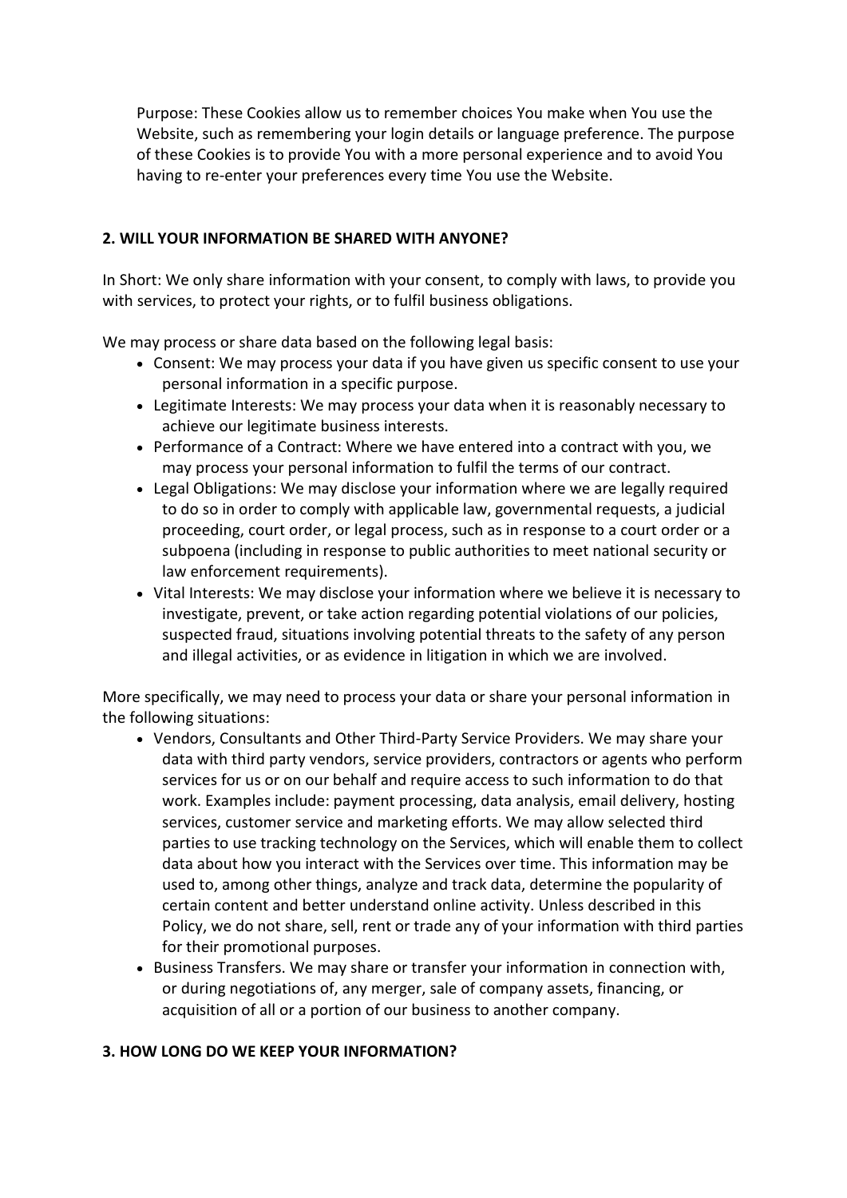Purpose: These Cookies allow us to remember choices You make when You use the Website, such as remembering your login details or language preference. The purpose of these Cookies is to provide You with a more personal experience and to avoid You having to re-enter your preferences every time You use the Website.

## 2. WILL YOUR INFORMATION BE SHARED WITH ANYONE?

In Short: We only share information with your consent, to comply with laws, to provide you with services, to protect your rights, or to fulfil business obligations.

We may process or share data based on the following legal basis:

- Consent: We may process your data if you have given us specific consent to use your personal information in a specific purpose.
- Legitimate Interests: We may process your data when it is reasonably necessary to achieve our legitimate business interests.
- Performance of a Contract: Where we have entered into a contract with you, we may process your personal information to fulfil the terms of our contract.
- Legal Obligations: We may disclose your information where we are legally required to do so in order to comply with applicable law, governmental requests, a judicial proceeding, court order, or legal process, such as in response to a court order or a subpoena (including in response to public authorities to meet national security or law enforcement requirements).
- Vital Interests: We may disclose your information where we believe it is necessary to investigate, prevent, or take action regarding potential violations of our policies, suspected fraud, situations involving potential threats to the safety of any person and illegal activities, or as evidence in litigation in which we are involved.

More specifically, we may need to process your data or share your personal information in the following situations:

- Vendors, Consultants and Other Third-Party Service Providers. We may share your data with third party vendors, service providers, contractors or agents who perform services for us or on our behalf and require access to such information to do that work. Examples include: payment processing, data analysis, email delivery, hosting services, customer service and marketing efforts. We may allow selected third parties to use tracking technology on the Services, which will enable them to collect data about how you interact with the Services over time. This information may be used to, among other things, analyze and track data, determine the popularity of certain content and better understand online activity. Unless described in this Policy, we do not share, sell, rent or trade any of your information with third parties for their promotional purposes.
- Business Transfers. We may share or transfer your information in connection with, or during negotiations of, any merger, sale of company assets, financing, or acquisition of all or a portion of our business to another company.

## 3. HOW LONG DO WE KEEP YOUR INFORMATION?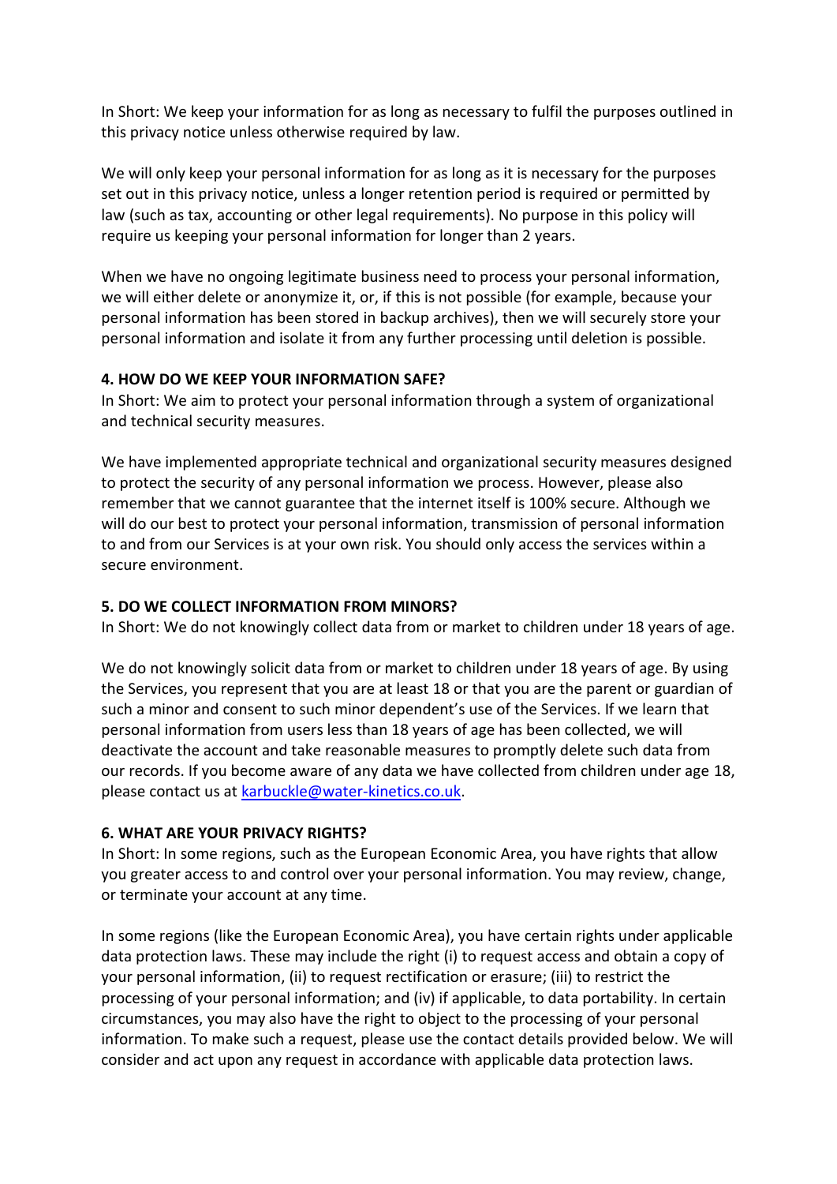In Short: We keep your information for as long as necessary to fulfil the purposes outlined in this privacy notice unless otherwise required by law.

We will only keep your personal information for as long as it is necessary for the purposes set out in this privacy notice, unless a longer retention period is required or permitted by law (such as tax, accounting or other legal requirements). No purpose in this policy will require us keeping your personal information for longer than 2 years.

When we have no ongoing legitimate business need to process your personal information, we will either delete or anonymize it, or, if this is not possible (for example, because your personal information has been stored in backup archives), then we will securely store your personal information and isolate it from any further processing until deletion is possible.

**4. HOW DO WE KEEP YOUR INFORMATION SAFE?**

In Short: We aim to protect your personal information through a system of organizational and technical security measures.

We have implemented appropriate technical and organizational security measures designed to protect the security of any personal information we process. However, please also remember that we cannot guarantee that the internet itself is 100% secure. Although we will do our best to protect your personal information, transmission of personal information to and from our Services is at your own risk. You should only access the services within a secure environment.

**5. DO WE COLLECT INFORMATION FROM MINORS?**

In Short: We do not knowingly collect data from or market to children under 18 years of age.

We do not knowingly solicit data from or market to children under 18 years of age. By using the Services, you represent that you are at least 18 or that you are the parent or guardian of such a minor and consent to such minor dependent's use of the Services. If we learn that personal information from users less than 18 years of age has been collected, we will deactivate the account and take reasonable measures to promptly delete such data from our records. If you become aware of any data we have collected from children under age 18, please contact us at [karbuckle@water-kinetics.co.uk](mailto:karbuckle@water-kinetics.co.uk).

**6. WHAT ARE YOUR PRIVACY RIGHTS?**

In Short: In some regions, such as the European Economic Area, you have rights that allow you greater access to and control over your personal information. You may review, change, or terminate your account at any time.

In some regions (like the European Economic Area), you have certain rights under applicable data protection laws. These may include the right (i) to request access and obtain a copy of your personal information, (ii) to request rectification or erasure; (iii) to restrict the processing of your personal information; and (iv) if applicable, to data portability. In certain circumstances, you may also have the right to object to the processing of your personal information. To make such a request, please use the contact details provided below. We will consider and act upon any request in accordance with applicable data protection laws.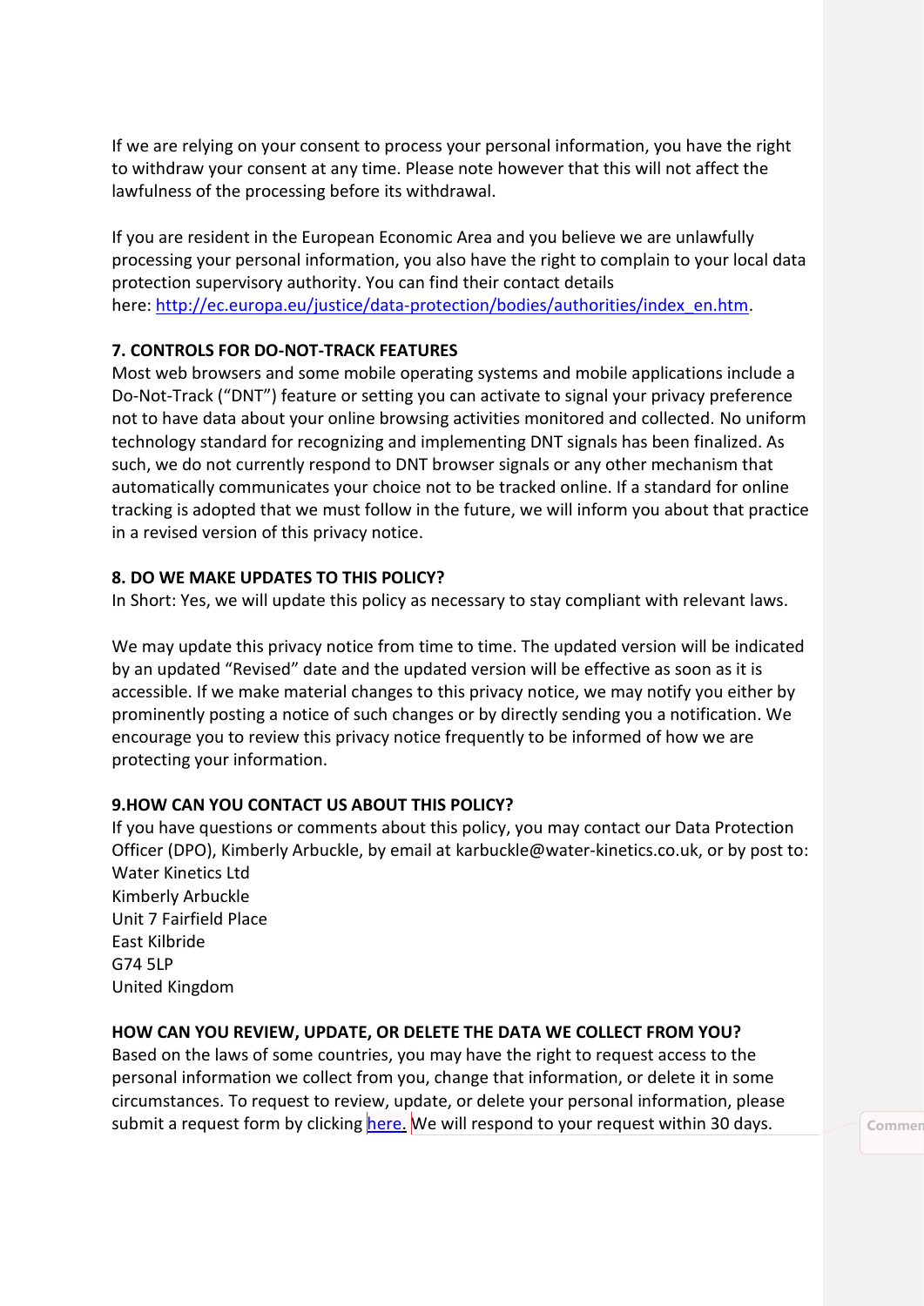If we are relying on your consent to process your personal information, you have the right to withdraw your consent at any time. Please note however that this will not affect the lawfulness of the processing before its withdrawal.

If you are resident in the European Economic Area and you believe we are unlawfully processing your personal information, you also have the right to complain to your local data protection supervisory authority. You can find their contact details here: [http://ec.europa.eu/justice/data-protection/bodies/authorities/index_en.htm](http://ec.europa.eu/justice/data-protection/bodies/authorities/index_en.htm).

**7. CONTROLS FOR DO-NOT-TRACK FEATURES**

Most web browsers and some mobile operating systems and mobile applications include a Do-Not-Track ("DNT") feature or setting you can activate to signal your privacy preference not to have data about your online browsing activities monitored and collected. No uniform technology standard for recognizing and implementing DNT signals has been finalized. As such, we do not currently respond to DNT browser signals or any other mechanism that automatically communicates your choice not to be tracked online. If a standard for online tracking is adopted that we must follow in the future, we will inform you about that practice in a revised version of this privacy notice.

**8. DO WE MAKE UPDATES TO THIS POLICY?**

In Short: Yes, we will update this policy as necessary to stay compliant with relevant laws.

We may update this privacy notice from time to time. The updated version will be indicated by an updated "Revised" date and the updated version will be effective as soon as it is accessible. If we make material changes to this privacy notice, we may notify you either by prominently posting a notice of such changes or by directly sending you a notification. We encourage you to review this privacy notice frequently to be informed of how we are protecting your information.

**9.HOW CAN YOU CONTACT US ABOUT THIS POLICY?**

If you have questions or comments about this policy, you may contact our Data Protection Officer (DPO), Kimberly Arbuckle, by email at karbuckle@water-kinetics.co.uk, or by post to:
Water Kinetics Ltd
Kimberly Arbuckle
Unit 7 Fairfield Place
East Kilbride
G74 5LP
United Kingdom

**HOW CAN YOU REVIEW, UPDATE, OR DELETE THE DATA WE COLLECT FROM YOU?**

Based on the laws of some countries, you may have the right to request access to the personal information we collect from you, change that information, or delete it in some circumstances. To request to review, update, or delete your personal information, please submit a request form by clicking here. We will respond to your request within 30 days.